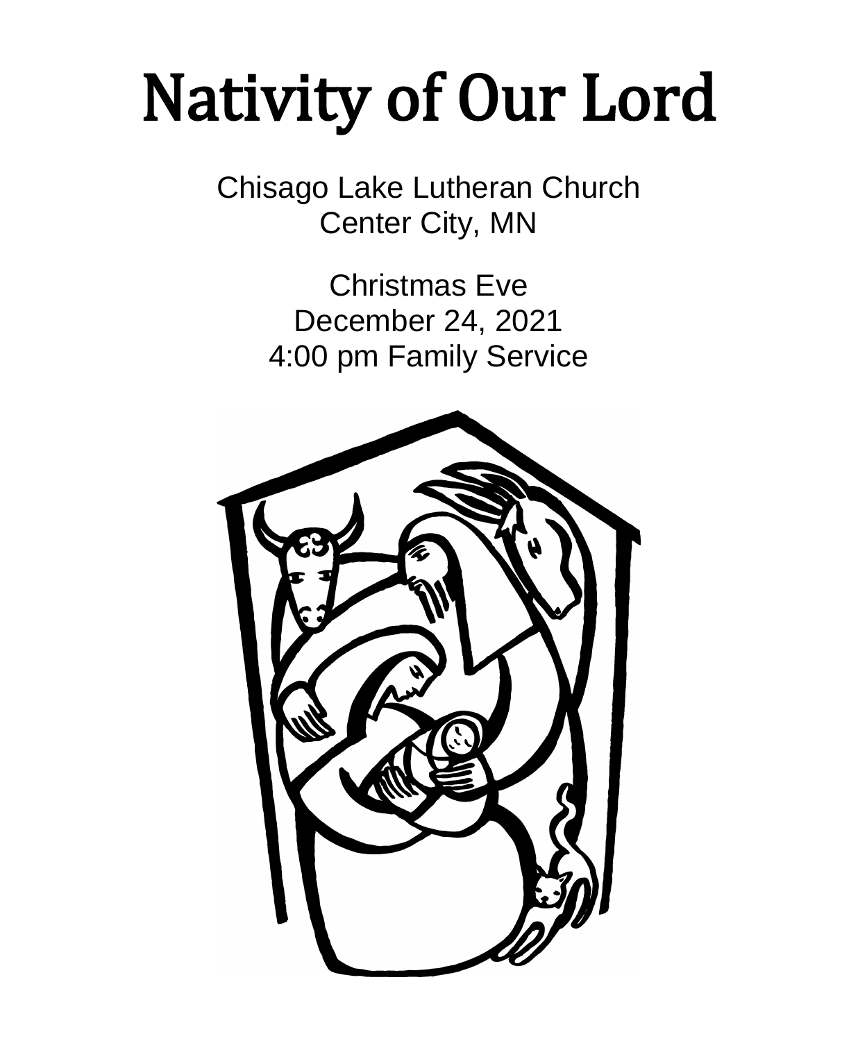# Nativity of Our Lord

Chisago Lake Lutheran Church
Center City, MN

Christmas Eve
December 24, 2021
4:00 pm Family Service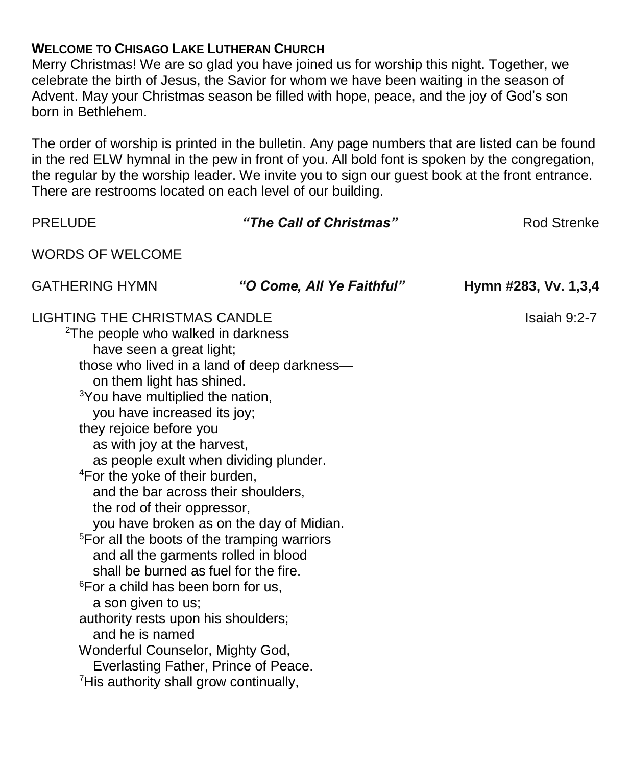**WELCOME TO CHISAGO LAKE LUTHERAN CHURCH**

Merry Christmas! We are so glad you have joined us for worship this night. Together, we celebrate the birth of Jesus, the Savior for whom we have been waiting in the season of Advent. May your Christmas season be filled with hope, peace, and the joy of God's son born in Bethlehem.

The order of worship is printed in the bulletin. Any page numbers that are listed can be found in the red ELW hymnal in the pew in front of you. All bold font is spoken by the congregation, the regular by the worship leader. We invite you to sign our guest book at the front entrance. There are restrooms located on each level of our building.

PRELUDE ***"The Call of Christmas"*** Rod Strenke

WORDS OF WELCOME

GATHERING HYMN ***"O Come, All Ye Faithful"*** **Hymn #283, Vv. 1,3,4**

LIGHTING THE CHRISTMAS CANDLE Isaiah 9:2-7

[2]The people who walked in darkness
have seen a great light;
those who lived in a land of deep darkness—
on them light has shined.
[3]You have multiplied the nation,
you have increased its joy;
they rejoice before you
as with joy at the harvest,
as people exult when dividing plunder.
[4]For the yoke of their burden,
and the bar across their shoulders,
the rod of their oppressor,
you have broken as on the day of Midian.
[5]For all the boots of the tramping warriors
and all the garments rolled in blood
shall be burned as fuel for the fire.
[6]For a child has been born for us,
a son given to us;
authority rests upon his shoulders;
and he is named
Wonderful Counselor, Mighty God,
Everlasting Father, Prince of Peace.
[7]His authority shall grow continually,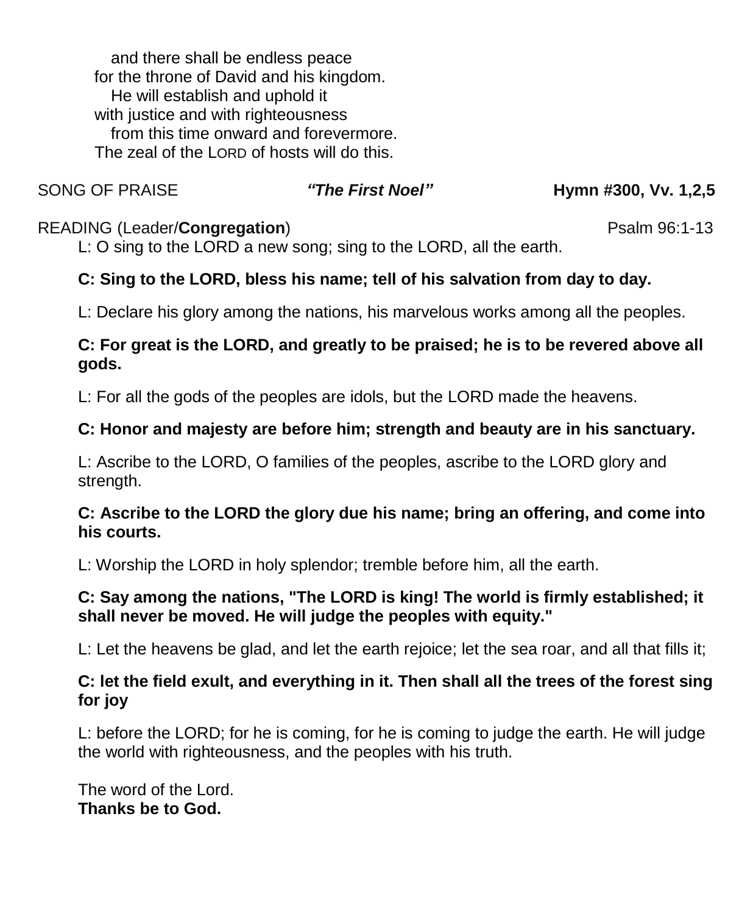and there shall be endless peace  
for the throne of David and his kingdom.  
He will establish and uphold it  
with justice and with righteousness  
from this time onward and forevermore.  
The zeal of the LORD of hosts will do this.

SONG OF PRAISE ***"The First Noel"*** **Hymn #300, Vv. 1,2,5**

READING (Leader/**Congregation**) Psalm 96:1-13

L: O sing to the LORD a new song; sing to the LORD, all the earth.

**C: Sing to the LORD, bless his name; tell of his salvation from day to day.**

L: Declare his glory among the nations, his marvelous works among all the peoples.

**C: For great is the LORD, and greatly to be praised; he is to be revered above all gods.**

L: For all the gods of the peoples are idols, but the LORD made the heavens.

**C: Honor and majesty are before him; strength and beauty are in his sanctuary.**

L: Ascribe to the LORD, O families of the peoples, ascribe to the LORD glory and strength.

**C: Ascribe to the LORD the glory due his name; bring an offering, and come into his courts.**

L: Worship the LORD in holy splendor; tremble before him, all the earth.

**C: Say among the nations, "The LORD is king! The world is firmly established; it shall never be moved. He will judge the peoples with equity."**

L: Let the heavens be glad, and let the earth rejoice; let the sea roar, and all that fills it;

**C: let the field exult, and everything in it. Then shall all the trees of the forest sing for joy**

L: before the LORD; for he is coming, for he is coming to judge the earth. He will judge the world with righteousness, and the peoples with his truth.

The word of the Lord.  
**Thanks be to God.**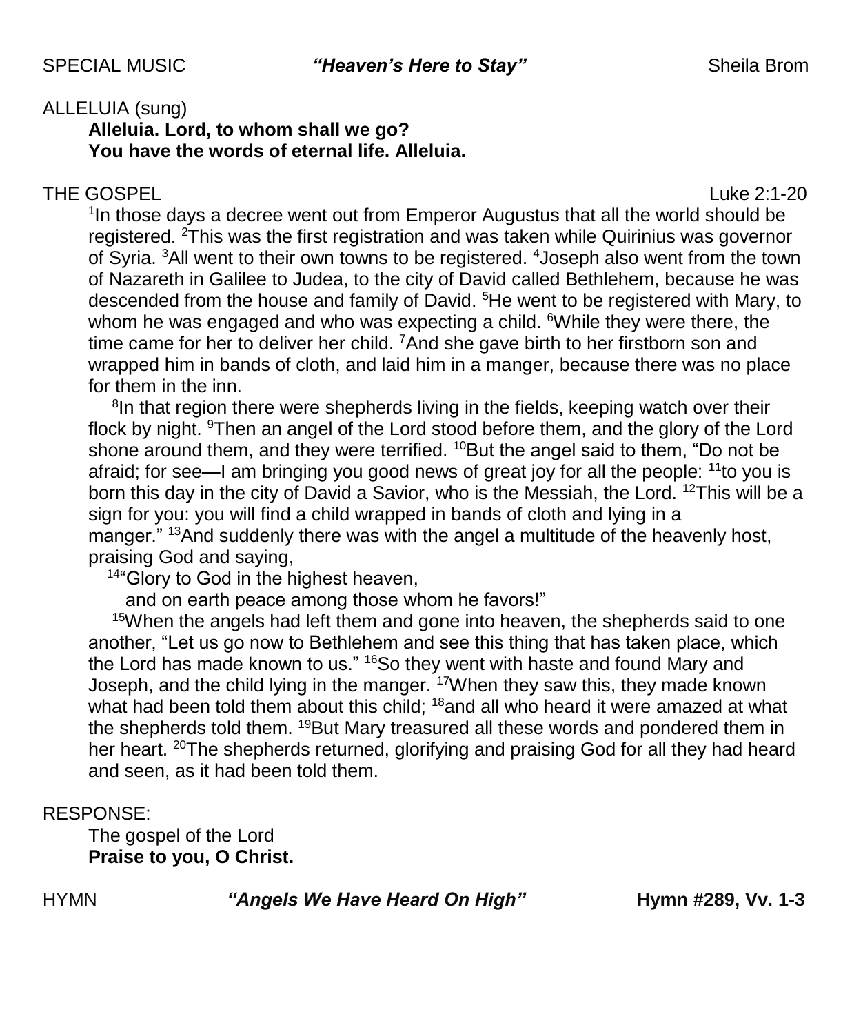SPECIAL MUSIC ***"Heaven's Here to Stay"*** Sheila Brom

ALLELUIA (sung)

**Alleluia. Lord, to whom shall we go?**
**You have the words of eternal life. Alleluia.**

THE GOSPEL Luke 2:1-20

[1]In those days a decree went out from Emperor Augustus that all the world should be registered. [2]This was the first registration and was taken while Quirinius was governor of Syria. [3]All went to their own towns to be registered. [4]Joseph also went from the town of Nazareth in Galilee to Judea, to the city of David called Bethlehem, because he was descended from the house and family of David. [5]He went to be registered with Mary, to whom he was engaged and who was expecting a child. [6]While they were there, the time came for her to deliver her child. [7]And she gave birth to her firstborn son and wrapped him in bands of cloth, and laid him in a manger, because there was no place for them in the inn.

[8]In that region there were shepherds living in the fields, keeping watch over their flock by night. [9]Then an angel of the Lord stood before them, and the glory of the Lord shone around them, and they were terrified. [10]But the angel said to them, "Do not be afraid; for see—I am bringing you good news of great joy for all the people: [11]to you is born this day in the city of David a Savior, who is the Messiah, the Lord. [12]This will be a sign for you: you will find a child wrapped in bands of cloth and lying in a manger." [13]And suddenly there was with the angel a multitude of the heavenly host, praising God and saying,

[14]"Glory to God in the highest heaven,
and on earth peace among those whom he favors!"

[15]When the angels had left them and gone into heaven, the shepherds said to one another, "Let us go now to Bethlehem and see this thing that has taken place, which the Lord has made known to us." [16]So they went with haste and found Mary and Joseph, and the child lying in the manger. [17]When they saw this, they made known what had been told them about this child; [18]and all who heard it were amazed at what the shepherds told them. [19]But Mary treasured all these words and pondered them in her heart. [20]The shepherds returned, glorifying and praising God for all they had heard and seen, as it had been told them.

RESPONSE:

The gospel of the Lord
**Praise to you, O Christ.**

HYMN ***"Angels We Have Heard On High"*** **Hymn #289, Vv. 1-3**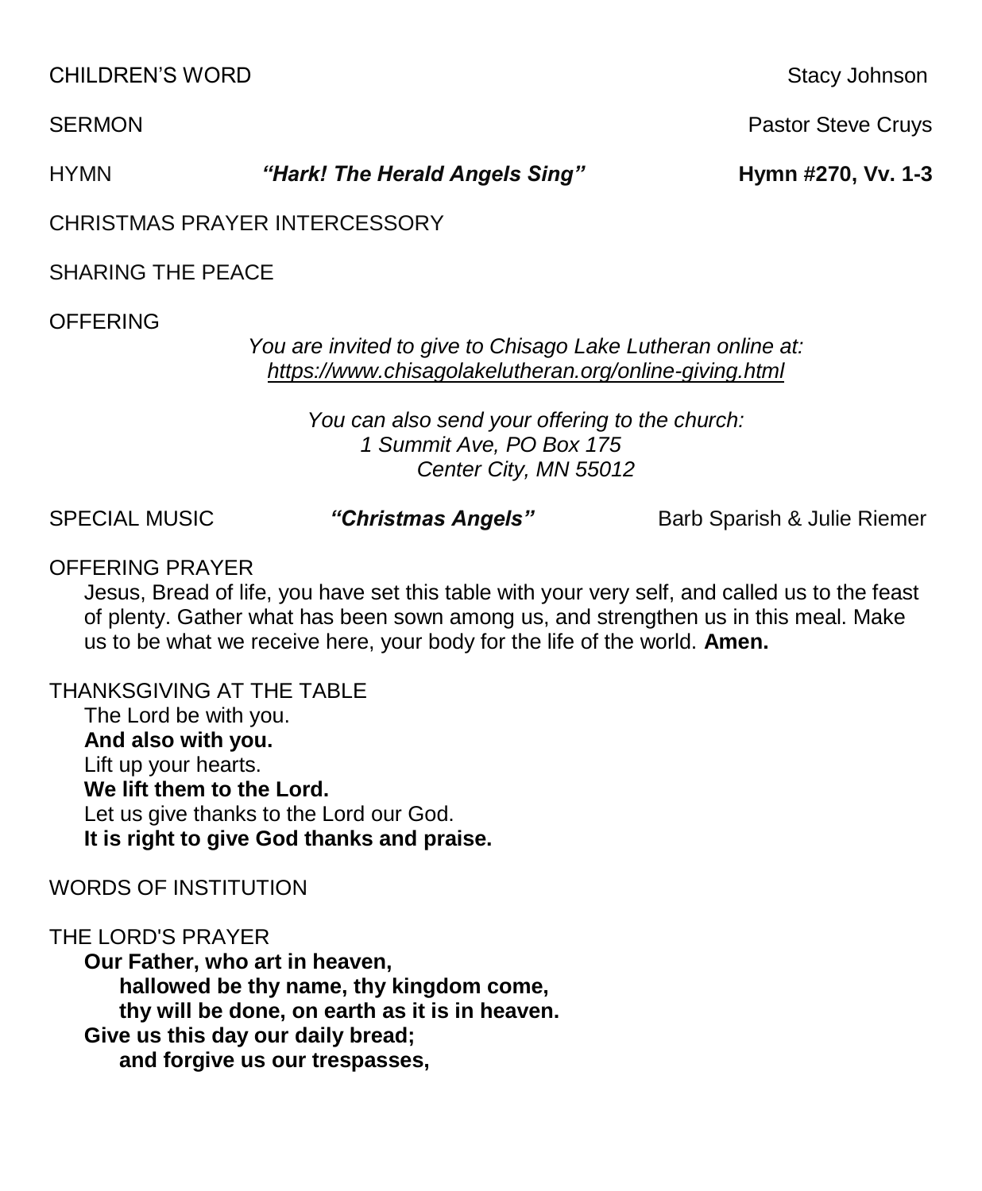CHILDREN'S WORD Stacy Johnson

SERMON Pastor Steve Cruys

HYMN ***"Hark! The Herald Angels Sing"*** **Hymn #270, Vv. 1-3**

CHRISTMAS PRAYER INTERCESSORY

SHARING THE PEACE

OFFERING

*You are invited to give to Chisago Lake Lutheran online at:*
*https://www.chisagolakelutheran.org/online-giving.html*

*You can also send your offering to the church:*
*1 Summit Ave, PO Box 175*
*Center City, MN 55012*

SPECIAL MUSIC ***"Christmas Angels"*** Barb Sparish & Julie Riemer

OFFERING PRAYER

Jesus, Bread of life, you have set this table with your very self, and called us to the feast of plenty. Gather what has been sown among us, and strengthen us in this meal. Make us to be what we receive here, your body for the life of the world. **Amen.**

THANKSGIVING AT THE TABLE

The Lord be with you.
**And also with you.**
Lift up your hearts.
**We lift them to the Lord.**
Let us give thanks to the Lord our God.
**It is right to give God thanks and praise.**

WORDS OF INSTITUTION

THE LORD'S PRAYER

**Our Father, who art in heaven,**
**hallowed be thy name, thy kingdom come,**
**thy will be done, on earth as it is in heaven.**
**Give us this day our daily bread;**
**and forgive us our trespasses,**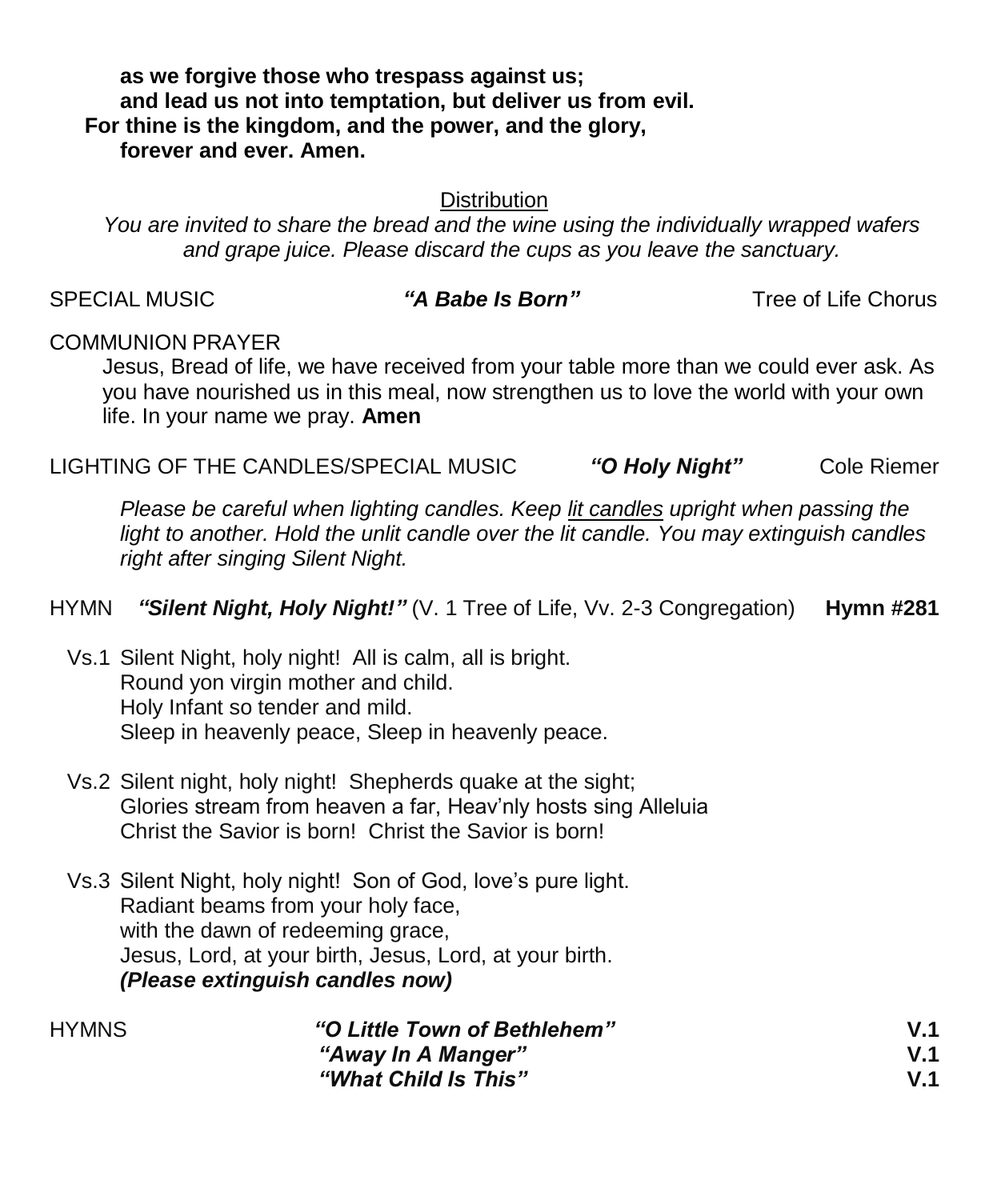**as we forgive those who trespass against us;**
**and lead us not into temptation, but deliver us from evil.**
**For thine is the kingdom, and the power, and the glory,**
**forever and ever. Amen.**

Distribution

*You are invited to share the bread and the wine using the individually wrapped wafers and grape juice. Please discard the cups as you leave the sanctuary.*

SPECIAL MUSIC ***"A Babe Is Born"*** Tree of Life Chorus

COMMUNION PRAYER

Jesus, Bread of life, we have received from your table more than we could ever ask. As you have nourished us in this meal, now strengthen us to love the world with your own life. In your name we pray. **Amen**

LIGHTING OF THE CANDLES/SPECIAL MUSIC ***"O Holy Night"*** Cole Riemer

*Please be careful when lighting candles. Keep lit candles upright when passing the light to another. Hold the unlit candle over the lit candle. You may extinguish candles right after singing Silent Night.*

HYMN ***"Silent Night, Holy Night!"*** (V. 1 Tree of Life, Vv. 2-3 Congregation) **Hymn #281**

Vs.1 Silent Night, holy night! All is calm, all is bright.
Round yon virgin mother and child.
Holy Infant so tender and mild.
Sleep in heavenly peace, Sleep in heavenly peace.

Vs.2 Silent night, holy night! Shepherds quake at the sight;
Glories stream from heaven a far, Heav'nly hosts sing Alleluia
Christ the Savior is born! Christ the Savior is born!

Vs.3 Silent Night, holy night! Son of God, love's pure light.
Radiant beams from your holy face,
with the dawn of redeeming grace,
Jesus, Lord, at your birth, Jesus, Lord, at your birth.
***(Please extinguish candles now)***

HYMNS ***"O Little Town of Bethlehem"*** **V.1**
***"Away In A Manger"*** **V.1**
***"What Child Is This"*** **V.1**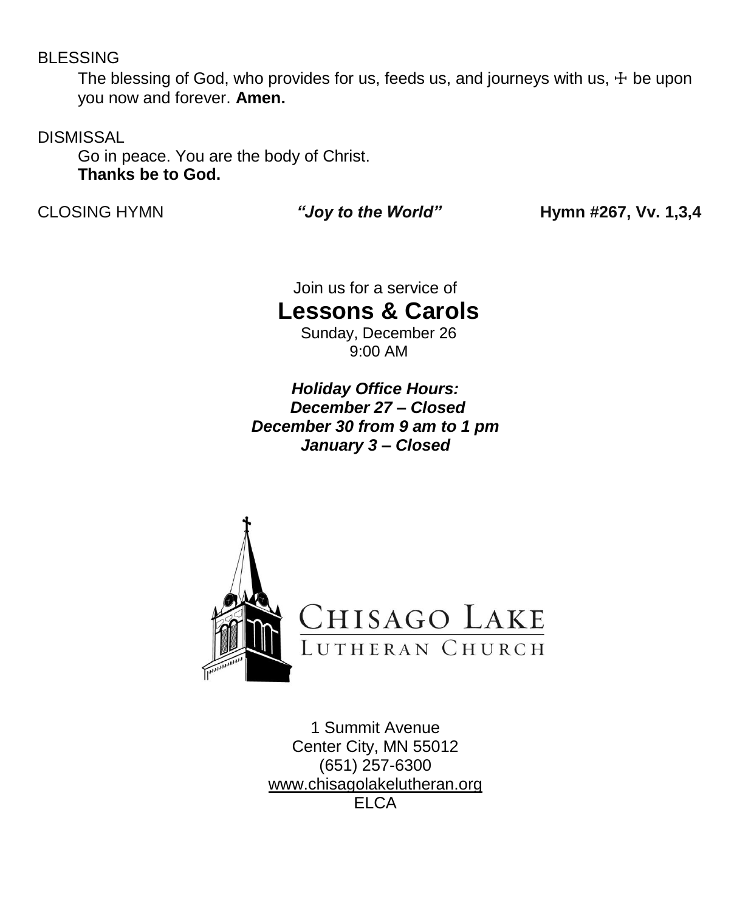BLESSING

The blessing of God, who provides for us, feeds us, and journeys with us, ☩ be upon you now and forever. **Amen.**

DISMISSAL

Go in peace. You are the body of Christ.
**Thanks be to God.**

CLOSING HYMN *"Joy to the World"* **Hymn #267, Vv. 1,3,4**

Join us for a service of

## Lessons & Carols

Sunday, December 26
9:00 AM

***Holiday Office Hours:***
***December 27 – Closed***
***December 30 from 9 am to 1 pm***
***January 3 – Closed***

CHISAGO LAKE
LUTHERAN CHURCH

1 Summit Avenue
Center City, MN 55012
(651) 257-6300
www.chisagolakelutheran.org
ELCA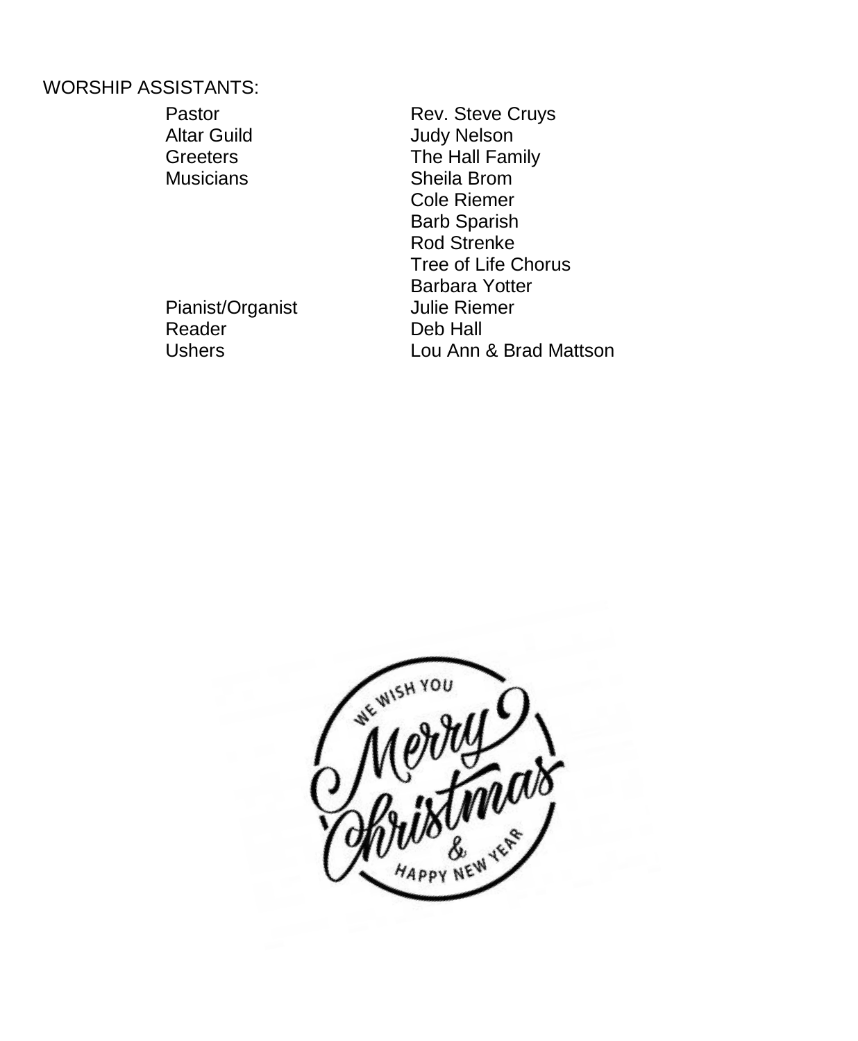WORSHIP ASSISTANTS:

| | |
|---|---|
| Pastor | Rev. Steve Cruys |
| Altar Guild | Judy Nelson |
| Greeters | The Hall Family |
| Musicians | Sheila Brom |
| | Cole Riemer |
| | Barb Sparish |
| | Rod Strenke |
| | Tree of Life Chorus |
| | Barbara Yotter |
| Pianist/Organist | Julie Riemer |
| Reader | Deb Hall |
| Ushers | Lou Ann & Brad Mattson |

WE WISH YOU

Merry Christmas

&

HAPPY NEW YEAR